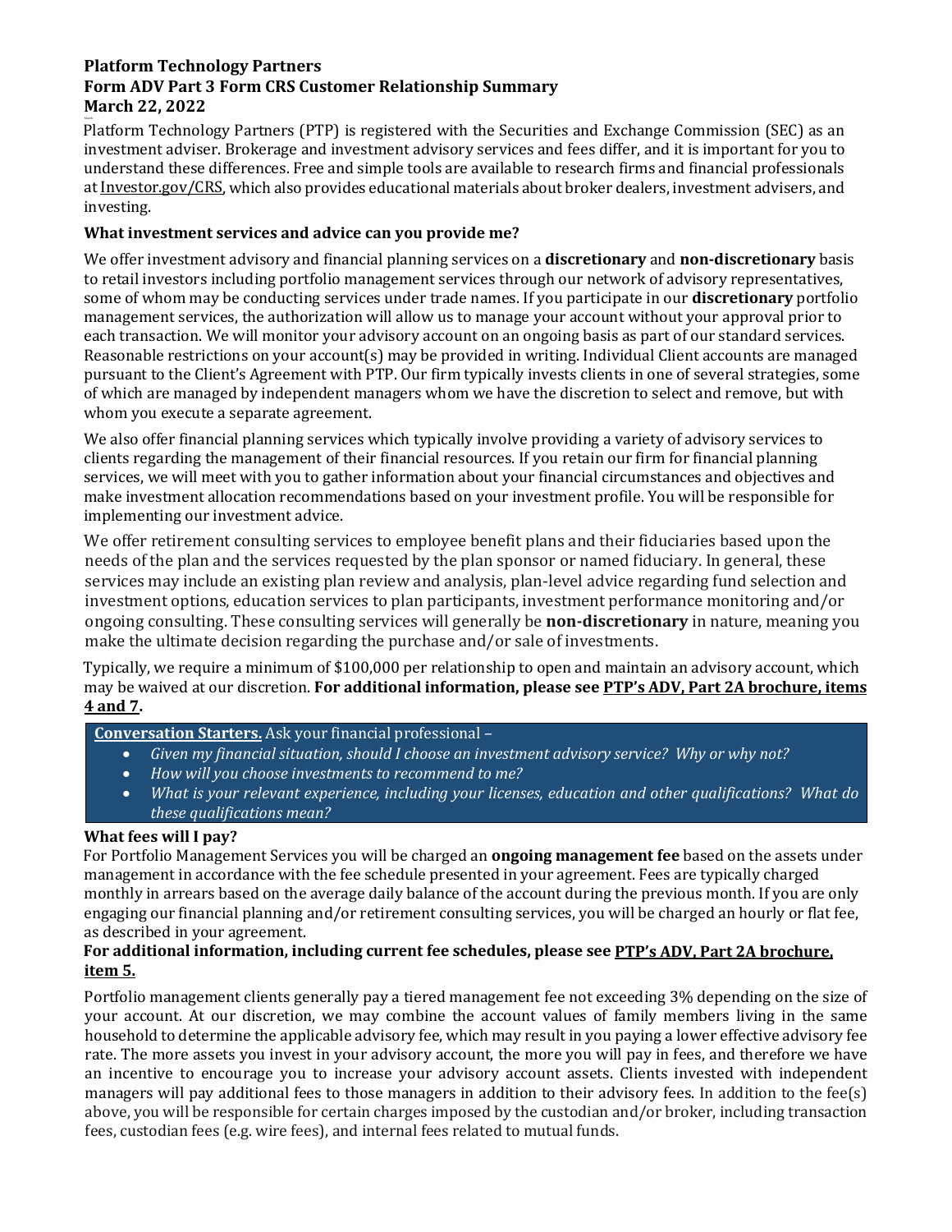# Platform Technology Partners
## Form ADV Part 3 Form CRS Customer Relationship Summary
## March 22, 2022

Platform Technology Partners (PTP) is registered with the Securities and Exchange Commission (SEC) as an investment adviser. Brokerage and investment advisory services and fees differ, and it is important for you to understand these differences. Free and simple tools are available to research firms and financial professionals at Investor.gov/CRS, which also provides educational materials about broker dealers, investment advisers, and investing.

### What investment services and advice can you provide me?

We offer investment advisory and financial planning services on a **discretionary** and **non-discretionary** basis to retail investors including portfolio management services through our network of advisory representatives, some of whom may be conducting services under trade names. If you participate in our **discretionary** portfolio management services, the authorization will allow us to manage your account without your approval prior to each transaction. We will monitor your advisory account on an ongoing basis as part of our standard services. Reasonable restrictions on your account(s) may be provided in writing. Individual Client accounts are managed pursuant to the Client's Agreement with PTP. Our firm typically invests clients in one of several strategies, some of which are managed by independent managers whom we have the discretion to select and remove, but with whom you execute a separate agreement.

We also offer financial planning services which typically involve providing a variety of advisory services to clients regarding the management of their financial resources. If you retain our firm for financial planning services, we will meet with you to gather information about your financial circumstances and objectives and make investment allocation recommendations based on your investment profile. You will be responsible for implementing our investment advice.

We offer retirement consulting services to employee benefit plans and their fiduciaries based upon the needs of the plan and the services requested by the plan sponsor or named fiduciary. In general, these services may include an existing plan review and analysis, plan-level advice regarding fund selection and investment options, education services to plan participants, investment performance monitoring and/or ongoing consulting. These consulting services will generally be **non-discretionary** in nature, meaning you make the ultimate decision regarding the purchase and/or sale of investments.

Typically, we require a minimum of $100,000 per relationship to open and maintain an advisory account, which may be waived at our discretion. **For additional information, please see PTP's ADV, Part 2A brochure, items 4 and 7.**

**Conversation Starters.** Ask your financial professional –

- *Given my financial situation, should I choose an investment advisory service? Why or why not?*
- *How will you choose investments to recommend to me?*
- *What is your relevant experience, including your licenses, education and other qualifications? What do these qualifications mean?*

### What fees will I pay?

For Portfolio Management Services you will be charged an **ongoing management fee** based on the assets under management in accordance with the fee schedule presented in your agreement. Fees are typically charged monthly in arrears based on the average daily balance of the account during the previous month. If you are only engaging our financial planning and/or retirement consulting services, you will be charged an hourly or flat fee, as described in your agreement.

**For additional information, including current fee schedules, please see PTP's ADV, Part 2A brochure, item 5.**

Portfolio management clients generally pay a tiered management fee not exceeding 3% depending on the size of your account. At our discretion, we may combine the account values of family members living in the same household to determine the applicable advisory fee, which may result in you paying a lower effective advisory fee rate. The more assets you invest in your advisory account, the more you will pay in fees, and therefore we have an incentive to encourage you to increase your advisory account assets. Clients invested with independent managers will pay additional fees to those managers in addition to their advisory fees. In addition to the fee(s) above, you will be responsible for certain charges imposed by the custodian and/or broker, including transaction fees, custodian fees (e.g. wire fees), and internal fees related to mutual funds.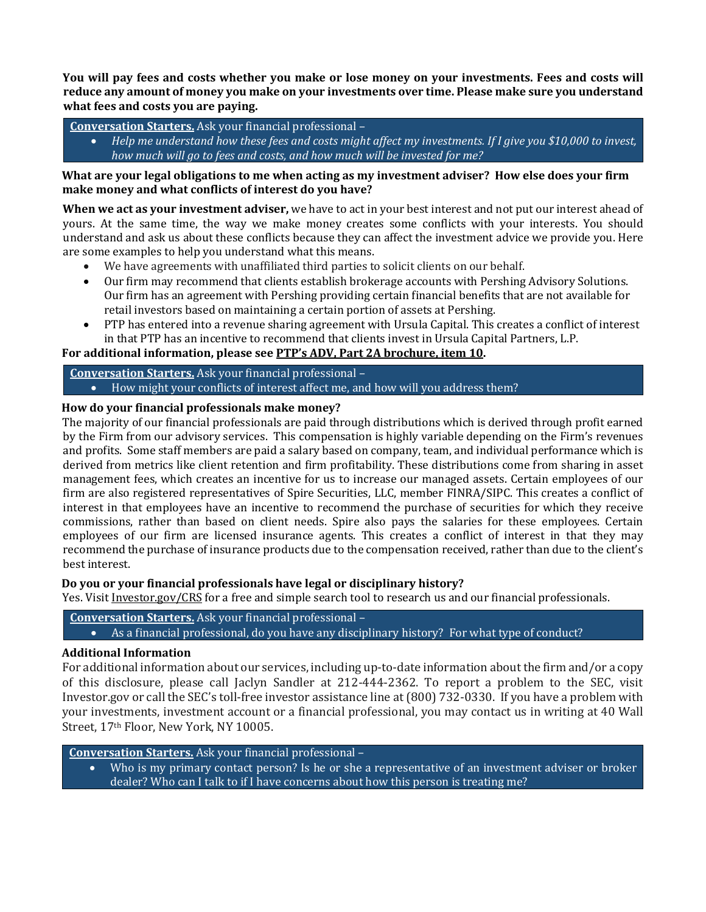**You will pay fees and costs whether you make or lose money on your investments. Fees and costs will reduce any amount of money you make on your investments over time. Please make sure you understand what fees and costs you are paying.**

**Conversation Starters.** Ask your financial professional –

- *Help me understand how these fees and costs might affect my investments. If I give you $10,000 to invest, how much will go to fees and costs, and how much will be invested for me?*

**What are your legal obligations to me when acting as my investment adviser? How else does your firm make money and what conflicts of interest do you have?**

**When we act as your investment adviser,** we have to act in your best interest and not put our interest ahead of yours. At the same time, the way we make money creates some conflicts with your interests. You should understand and ask us about these conflicts because they can affect the investment advice we provide you. Here are some examples to help you understand what this means.

- We have agreements with unaffiliated third parties to solicit clients on our behalf.
- Our firm may recommend that clients establish brokerage accounts with Pershing Advisory Solutions. Our firm has an agreement with Pershing providing certain financial benefits that are not available for retail investors based on maintaining a certain portion of assets at Pershing.
- PTP has entered into a revenue sharing agreement with Ursula Capital. This creates a conflict of interest in that PTP has an incentive to recommend that clients invest in Ursula Capital Partners, L.P.

**For additional information, please see PTP's ADV, Part 2A brochure, item 10.**

**Conversation Starters.** Ask your financial professional –

- How might your conflicts of interest affect me, and how will you address them?

**How do your financial professionals make money?**

The majority of our financial professionals are paid through distributions which is derived through profit earned by the Firm from our advisory services. This compensation is highly variable depending on the Firm's revenues and profits. Some staff members are paid a salary based on company, team, and individual performance which is derived from metrics like client retention and firm profitability. These distributions come from sharing in asset management fees, which creates an incentive for us to increase our managed assets. Certain employees of our firm are also registered representatives of Spire Securities, LLC, member FINRA/SIPC. This creates a conflict of interest in that employees have an incentive to recommend the purchase of securities for which they receive commissions, rather than based on client needs. Spire also pays the salaries for these employees. Certain employees of our firm are licensed insurance agents. This creates a conflict of interest in that they may recommend the purchase of insurance products due to the compensation received, rather than due to the client's best interest.

**Do you or your financial professionals have legal or disciplinary history?**

Yes. Visit Investor.gov/CRS for a free and simple search tool to research us and our financial professionals.

**Conversation Starters.** Ask your financial professional –

- As a financial professional, do you have any disciplinary history? For what type of conduct?

**Additional Information**

For additional information about our services, including up-to-date information about the firm and/or a copy of this disclosure, please call Jaclyn Sandler at 212-444-2362. To report a problem to the SEC, visit Investor.gov or call the SEC's toll-free investor assistance line at (800) 732-0330. If you have a problem with your investments, investment account or a financial professional, you may contact us in writing at 40 Wall Street, 17th Floor, New York, NY 10005.

**Conversation Starters.** Ask your financial professional –

- Who is my primary contact person? Is he or she a representative of an investment adviser or broker dealer? Who can I talk to if I have concerns about how this person is treating me?